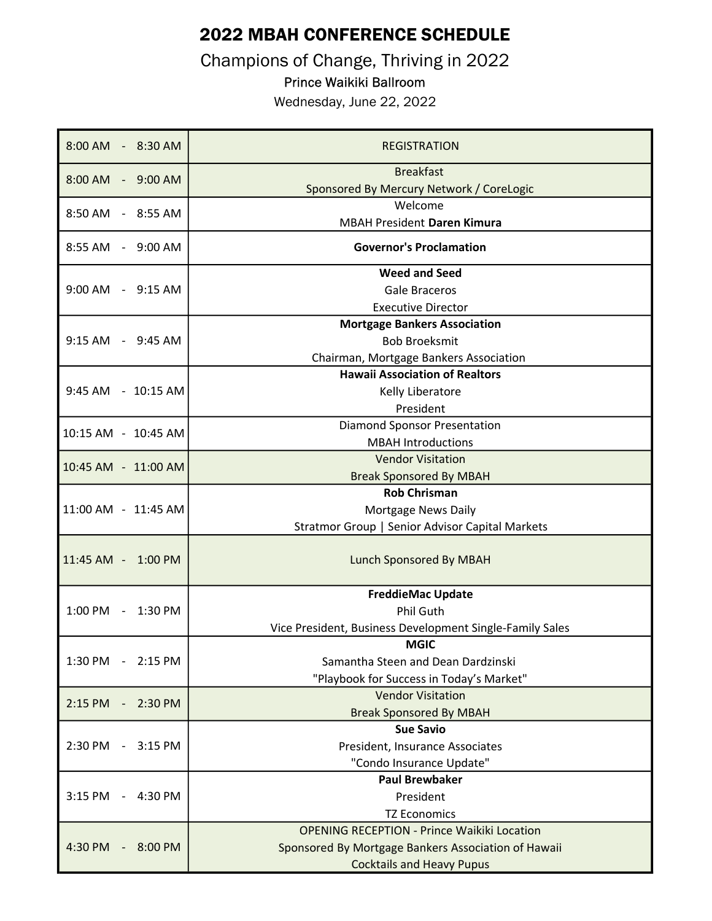# 2022 MBAH CONFERENCE SCHEDULE

## Champions of Change, Thriving in 2022

### Prince Waikiki Ballroom

Wednesday, June 22, 2022

| Time | Event |
|---|---|
| 8:00 AM - 8:30 AM | REGISTRATION |
| 8:00 AM - 9:00 AM | Breakfast<br>Sponsored By Mercury Network / CoreLogic |
| 8:50 AM - 8:55 AM | Welcome<br>MBAH President **Daren Kimura** |
| 8:55 AM - 9:00 AM | **Governor's Proclamation** |
| 9:00 AM - 9:15 AM | **Weed and Seed**<br>Gale Braceros<br>Executive Director |
| 9:15 AM - 9:45 AM | **Mortgage Bankers Association**<br>Bob Broeksmit<br>Chairman, Mortgage Bankers Association |
| 9:45 AM - 10:15 AM | **Hawaii Association of Realtors**<br>Kelly Liberatore<br>President |
| 10:15 AM - 10:45 AM | Diamond Sponsor Presentation<br>MBAH Introductions |
| 10:45 AM - 11:00 AM | Vendor Visitation<br>Break Sponsored By MBAH |
| 11:00 AM - 11:45 AM | **Rob Chrisman**<br>Mortgage News Daily<br>Stratmor Group \| Senior Advisor Capital Markets |
| 11:45 AM - 1:00 PM | Lunch Sponsored By MBAH |
| 1:00 PM - 1:30 PM | **FreddieMac Update**<br>Phil Guth<br>Vice President, Business Development Single-Family Sales |
| 1:30 PM - 2:15 PM | **MGIC**<br>Samantha Steen and Dean Dardzinski<br>"Playbook for Success in Today's Market" |
| 2:15 PM - 2:30 PM | Vendor Visitation<br>Break Sponsored By MBAH |
| 2:30 PM - 3:15 PM | **Sue Savio**<br>President, Insurance Associates<br>"Condo Insurance Update" |
| 3:15 PM - 4:30 PM | **Paul Brewbaker**<br>President<br>TZ Economics |
| 4:30 PM - 8:00 PM | OPENING RECEPTION - Prince Waikiki Location<br>Sponsored By Mortgage Bankers Association of Hawaii<br>Cocktails and Heavy Pupus |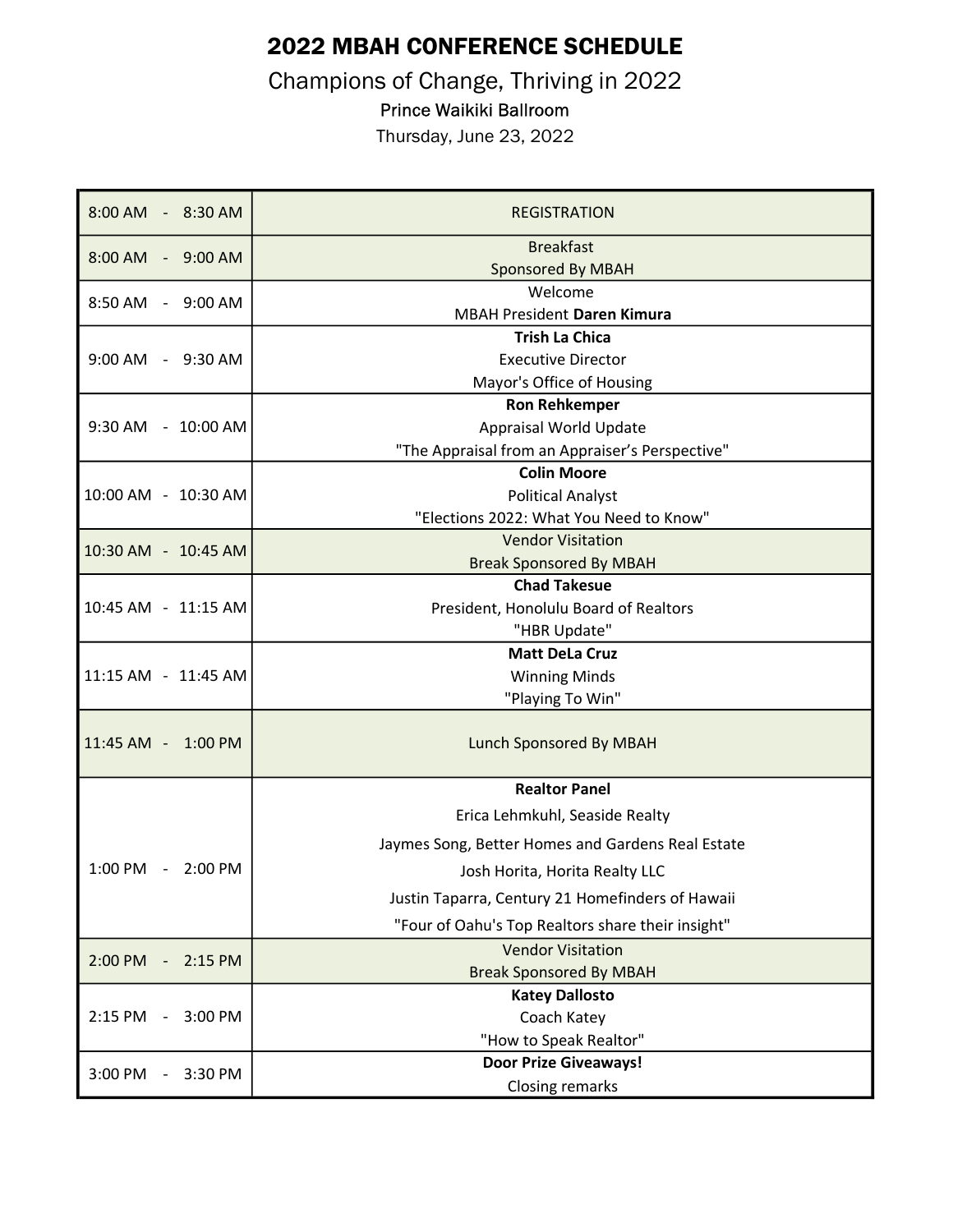# 2022 MBAH CONFERENCE SCHEDULE

## Champions of Change, Thriving in 2022

### Prince Waikiki Ballroom

Thursday, June 23, 2022

| | |
|---|---|
| 8:00 AM - 8:30 AM | REGISTRATION |
| 8:00 AM - 9:00 AM | Breakfast<br>Sponsored By MBAH |
| 8:50 AM - 9:00 AM | Welcome<br>MBAH President **Daren Kimura** |
| 9:00 AM - 9:30 AM | **Trish La Chica**<br>Executive Director<br>Mayor's Office of Housing |
| 9:30 AM - 10:00 AM | **Ron Rehkemper**<br>Appraisal World Update<br>"The Appraisal from an Appraiser's Perspective" |
| 10:00 AM - 10:30 AM | **Colin Moore**<br>Political Analyst<br>"Elections 2022: What You Need to Know" |
| 10:30 AM - 10:45 AM | Vendor Visitation<br>Break Sponsored By MBAH |
| 10:45 AM - 11:15 AM | **Chad Takesue**<br>President, Honolulu Board of Realtors<br>"HBR Update" |
| 11:15 AM - 11:45 AM | **Matt DeLa Cruz**<br>Winning Minds<br>"Playing To Win" |
| 11:45 AM - 1:00 PM | Lunch Sponsored By MBAH |
| 1:00 PM - 2:00 PM | **Realtor Panel**<br>Erica Lehmkuhl, Seaside Realty<br>Jaymes Song, Better Homes and Gardens Real Estate<br>Josh Horita, Horita Realty LLC<br>Justin Taparra, Century 21 Homefinders of Hawaii<br>"Four of Oahu's Top Realtors share their insight" |
| 2:00 PM - 2:15 PM | Vendor Visitation<br>Break Sponsored By MBAH |
| 2:15 PM - 3:00 PM | **Katey Dallosto**<br>Coach Katey<br>"How to Speak Realtor" |
| 3:00 PM - 3:30 PM | **Door Prize Giveaways!**<br>Closing remarks |